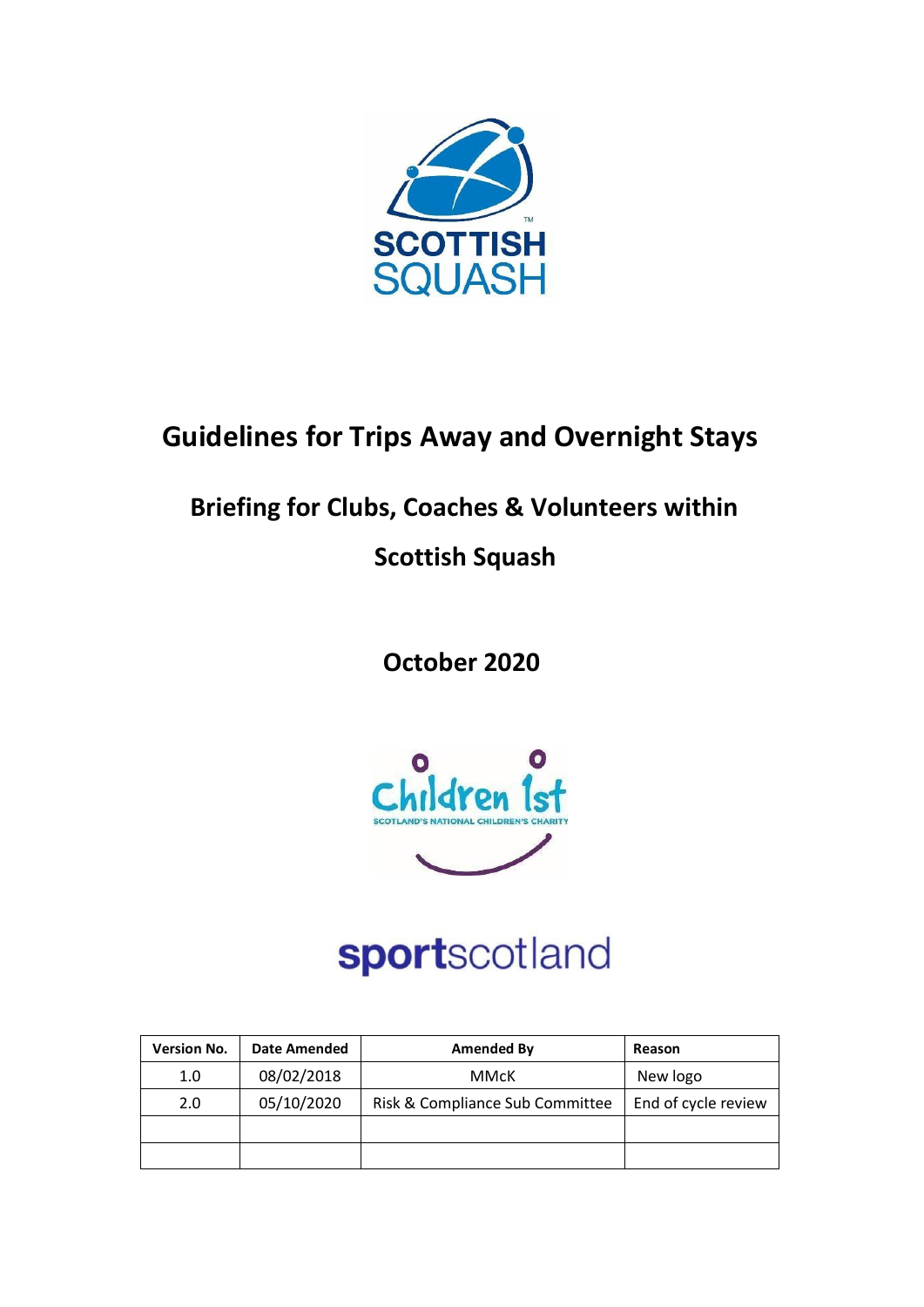# Guidelines for Trips Away and Overnight Stays

## Briefing for Clubs, Coaches & Volunteers within Scottish Squash

**October 2020**

| Version No. | Date Amended | Amended By | Reason |
|---|---|---|---|
| 1.0 | 08/02/2018 | MMcK | New logo |
| 2.0 | 05/10/2020 | Risk & Compliance Sub Committee | End of cycle review |
| | | | |
| | | | |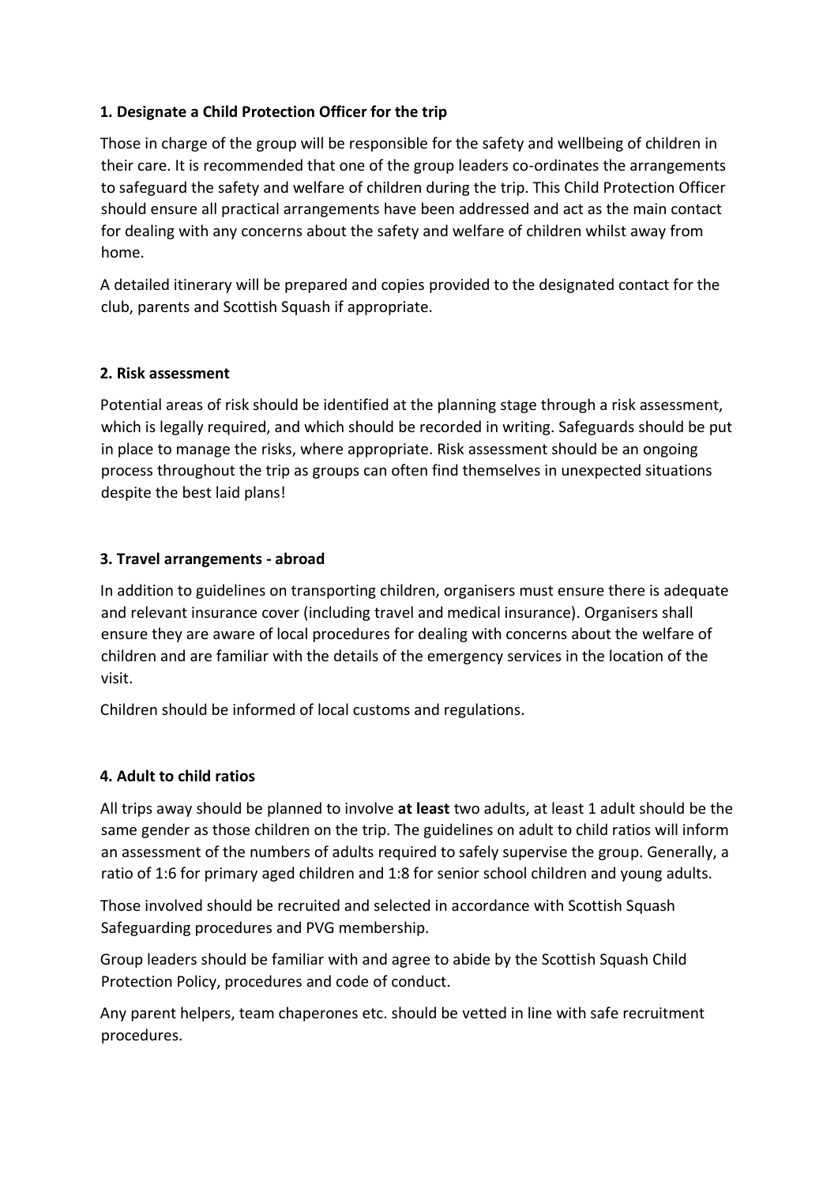**1. Designate a Child Protection Officer for the trip**

Those in charge of the group will be responsible for the safety and wellbeing of children in their care. It is recommended that one of the group leaders co-ordinates the arrangements to safeguard the safety and welfare of children during the trip. This Child Protection Officer should ensure all practical arrangements have been addressed and act as the main contact for dealing with any concerns about the safety and welfare of children whilst away from home.

A detailed itinerary will be prepared and copies provided to the designated contact for the club, parents and Scottish Squash if appropriate.

**2. Risk assessment**

Potential areas of risk should be identified at the planning stage through a risk assessment, which is legally required, and which should be recorded in writing. Safeguards should be put in place to manage the risks, where appropriate. Risk assessment should be an ongoing process throughout the trip as groups can often find themselves in unexpected situations despite the best laid plans!

**3. Travel arrangements - abroad**

In addition to guidelines on transporting children, organisers must ensure there is adequate and relevant insurance cover (including travel and medical insurance). Organisers shall ensure they are aware of local procedures for dealing with concerns about the welfare of children and are familiar with the details of the emergency services in the location of the visit.

Children should be informed of local customs and regulations.

**4. Adult to child ratios**

All trips away should be planned to involve **at least** two adults, at least 1 adult should be the same gender as those children on the trip. The guidelines on adult to child ratios will inform an assessment of the numbers of adults required to safely supervise the group. Generally, a ratio of 1:6 for primary aged children and 1:8 for senior school children and young adults.

Those involved should be recruited and selected in accordance with Scottish Squash Safeguarding procedures and PVG membership.

Group leaders should be familiar with and agree to abide by the Scottish Squash Child Protection Policy, procedures and code of conduct.

Any parent helpers, team chaperones etc. should be vetted in line with safe recruitment procedures.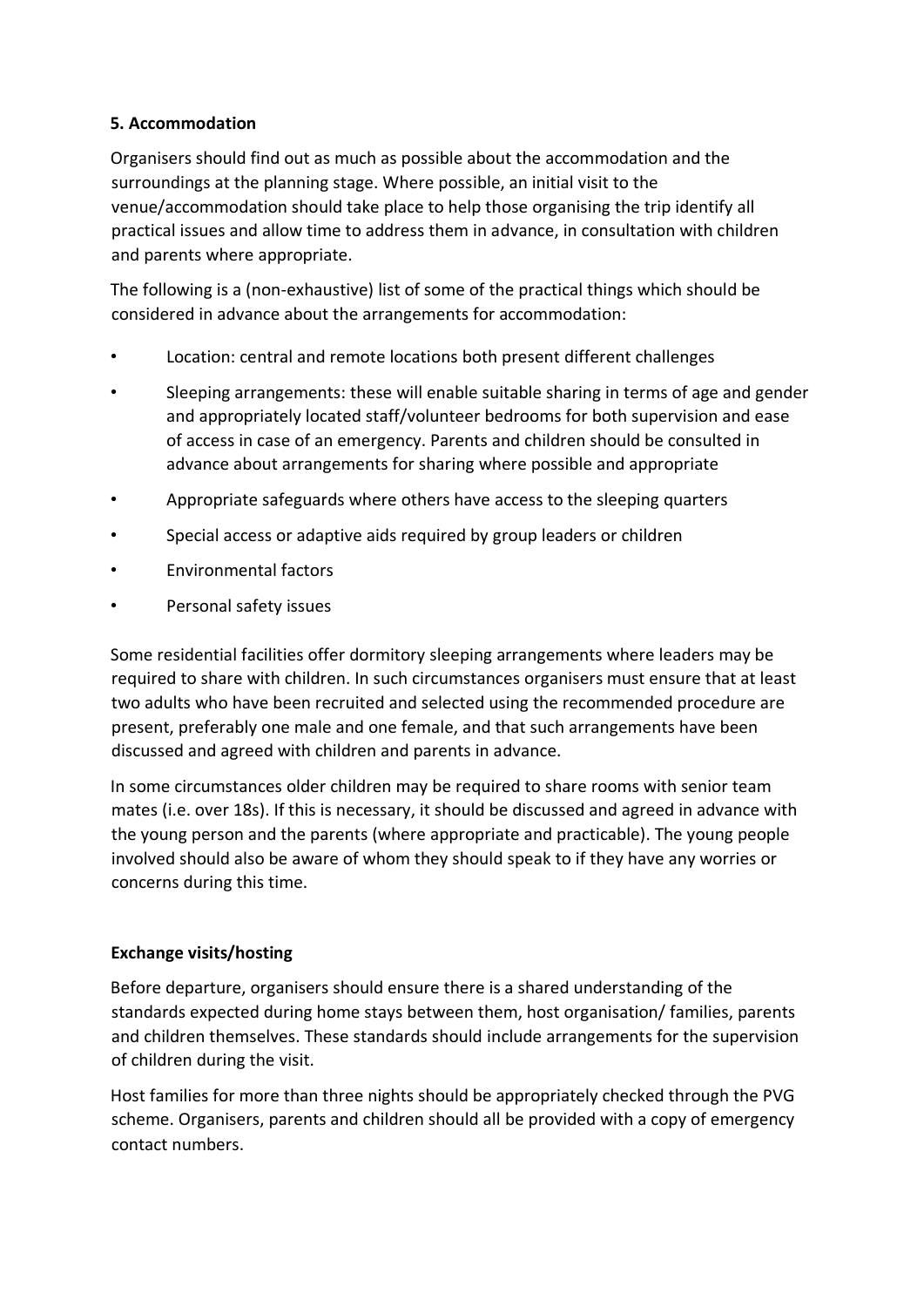## 5. Accommodation

Organisers should find out as much as possible about the accommodation and the surroundings at the planning stage. Where possible, an initial visit to the venue/accommodation should take place to help those organising the trip identify all practical issues and allow time to address them in advance, in consultation with children and parents where appropriate.

The following is a (non-exhaustive) list of some of the practical things which should be considered in advance about the arrangements for accommodation:

- Location: central and remote locations both present different challenges
- Sleeping arrangements: these will enable suitable sharing in terms of age and gender and appropriately located staff/volunteer bedrooms for both supervision and ease of access in case of an emergency. Parents and children should be consulted in advance about arrangements for sharing where possible and appropriate
- Appropriate safeguards where others have access to the sleeping quarters
- Special access or adaptive aids required by group leaders or children
- Environmental factors
- Personal safety issues

Some residential facilities offer dormitory sleeping arrangements where leaders may be required to share with children. In such circumstances organisers must ensure that at least two adults who have been recruited and selected using the recommended procedure are present, preferably one male and one female, and that such arrangements have been discussed and agreed with children and parents in advance.

In some circumstances older children may be required to share rooms with senior team mates (i.e. over 18s). If this is necessary, it should be discussed and agreed in advance with the young person and the parents (where appropriate and practicable). The young people involved should also be aware of whom they should speak to if they have any worries or concerns during this time.

### Exchange visits/hosting

Before departure, organisers should ensure there is a shared understanding of the standards expected during home stays between them, host organisation/ families, parents and children themselves. These standards should include arrangements for the supervision of children during the visit.

Host families for more than three nights should be appropriately checked through the PVG scheme. Organisers, parents and children should all be provided with a copy of emergency contact numbers.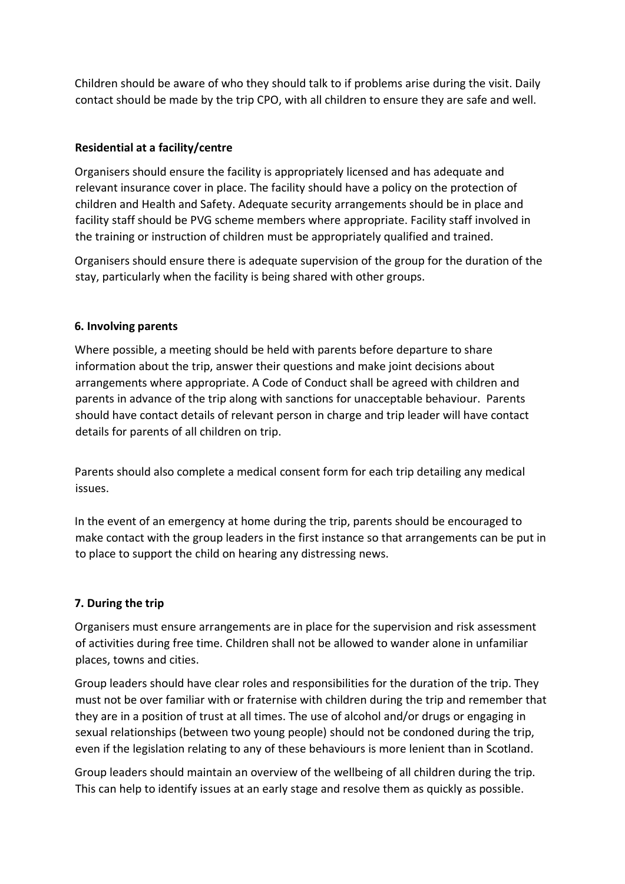Children should be aware of who they should talk to if problems arise during the visit. Daily contact should be made by the trip CPO, with all children to ensure they are safe and well.

**Residential at a facility/centre**

Organisers should ensure the facility is appropriately licensed and has adequate and relevant insurance cover in place. The facility should have a policy on the protection of children and Health and Safety. Adequate security arrangements should be in place and facility staff should be PVG scheme members where appropriate. Facility staff involved in the training or instruction of children must be appropriately qualified and trained.

Organisers should ensure there is adequate supervision of the group for the duration of the stay, particularly when the facility is being shared with other groups.

### 6. Involving parents

Where possible, a meeting should be held with parents before departure to share information about the trip, answer their questions and make joint decisions about arrangements where appropriate. A Code of Conduct shall be agreed with children and parents in advance of the trip along with sanctions for unacceptable behaviour. Parents should have contact details of relevant person in charge and trip leader will have contact details for parents of all children on trip.

Parents should also complete a medical consent form for each trip detailing any medical issues.

In the event of an emergency at home during the trip, parents should be encouraged to make contact with the group leaders in the first instance so that arrangements can be put in to place to support the child on hearing any distressing news.

### 7. During the trip

Organisers must ensure arrangements are in place for the supervision and risk assessment of activities during free time. Children shall not be allowed to wander alone in unfamiliar places, towns and cities.

Group leaders should have clear roles and responsibilities for the duration of the trip. They must not be over familiar with or fraternise with children during the trip and remember that they are in a position of trust at all times. The use of alcohol and/or drugs or engaging in sexual relationships (between two young people) should not be condoned during the trip, even if the legislation relating to any of these behaviours is more lenient than in Scotland.

Group leaders should maintain an overview of the wellbeing of all children during the trip. This can help to identify issues at an early stage and resolve them as quickly as possible.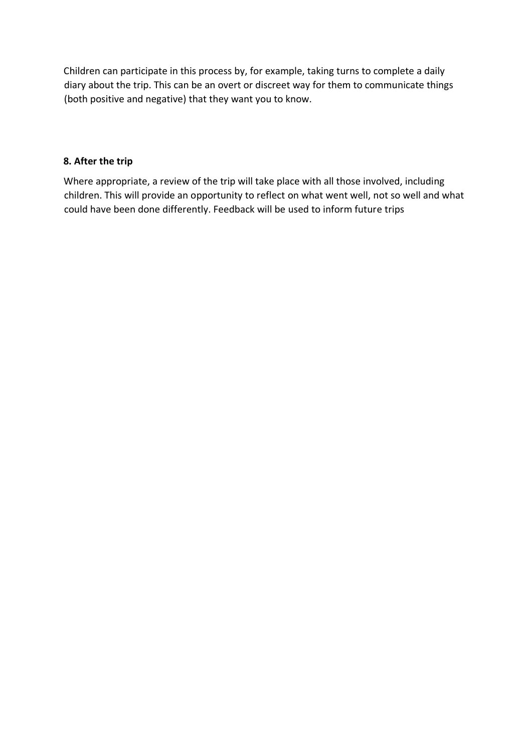Children can participate in this process by, for example, taking turns to complete a daily diary about the trip. This can be an overt or discreet way for them to communicate things (both positive and negative) that they want you to know.

### 8. After the trip

Where appropriate, a review of the trip will take place with all those involved, including children. This will provide an opportunity to reflect on what went well, not so well and what could have been done differently. Feedback will be used to inform future trips